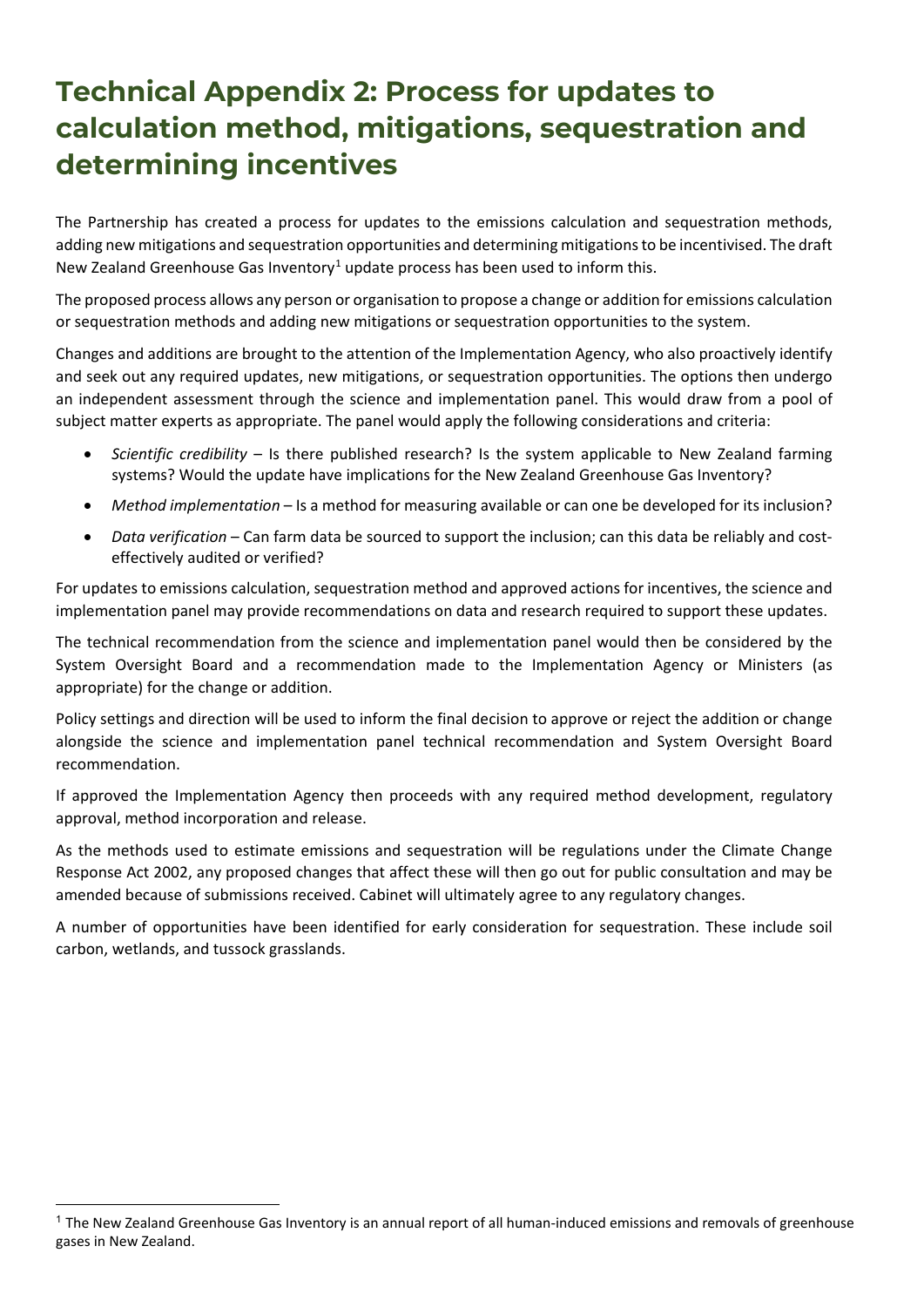# Technical Appendix 2: Process for updates to calculation method, mitigations, sequestration and determining incentives

The Partnership has created a process for updates to the emissions calculation and sequestration methods, adding new mitigations and sequestration opportunities and determining mitigations to be incentivised. The draft New Zealand Greenhouse Gas Inventory[1] update process has been used to inform this.

The proposed process allows any person or organisation to propose a change or addition for emissions calculation or sequestration methods and adding new mitigations or sequestration opportunities to the system.

Changes and additions are brought to the attention of the Implementation Agency, who also proactively identify and seek out any required updates, new mitigations, or sequestration opportunities. The options then undergo an independent assessment through the science and implementation panel. This would draw from a pool of subject matter experts as appropriate. The panel would apply the following considerations and criteria:

- *Scientific credibility* – Is there published research? Is the system applicable to New Zealand farming systems? Would the update have implications for the New Zealand Greenhouse Gas Inventory?
- *Method implementation* – Is a method for measuring available or can one be developed for its inclusion?
- *Data verification* – Can farm data be sourced to support the inclusion; can this data be reliably and cost-effectively audited or verified?

For updates to emissions calculation, sequestration method and approved actions for incentives, the science and implementation panel may provide recommendations on data and research required to support these updates.

The technical recommendation from the science and implementation panel would then be considered by the System Oversight Board and a recommendation made to the Implementation Agency or Ministers (as appropriate) for the change or addition.

Policy settings and direction will be used to inform the final decision to approve or reject the addition or change alongside the science and implementation panel technical recommendation and System Oversight Board recommendation.

If approved the Implementation Agency then proceeds with any required method development, regulatory approval, method incorporation and release.

As the methods used to estimate emissions and sequestration will be regulations under the Climate Change Response Act 2002, any proposed changes that affect these will then go out for public consultation and may be amended because of submissions received. Cabinet will ultimately agree to any regulatory changes.

A number of opportunities have been identified for early consideration for sequestration. These include soil carbon, wetlands, and tussock grasslands.

[1] The New Zealand Greenhouse Gas Inventory is an annual report of all human-induced emissions and removals of greenhouse gases in New Zealand.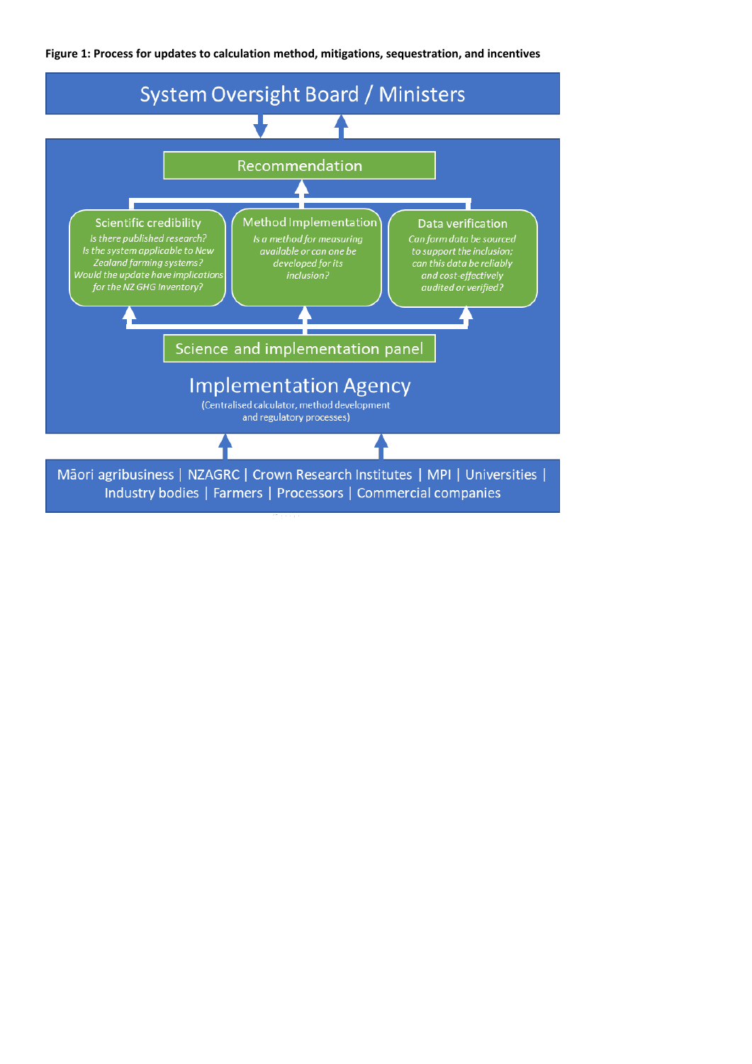**Figure 1: Process for updates to calculation method, mitigations, sequestration, and incentives**

System Oversight Board / Ministers

Recommendation

Scientific credibility
*Is there published research? Is the system applicable to New Zealand farming systems? Would the update have implications for the NZ GHG Inventory?*

Method Implementation
*Is a method for measuring available or can one be developed for its inclusion?*

Data verification
*Can farm data be sourced to support the inclusion; can this data be reliably and cost-effectively audited or verified?*

Science and implementation panel

Implementation Agency
(Centralised calculator, method development and regulatory processes)

Māori agribusiness | NZAGRC | Crown Research Institutes | MPI | Universities | Industry bodies | Farmers | Processors | Commercial companies